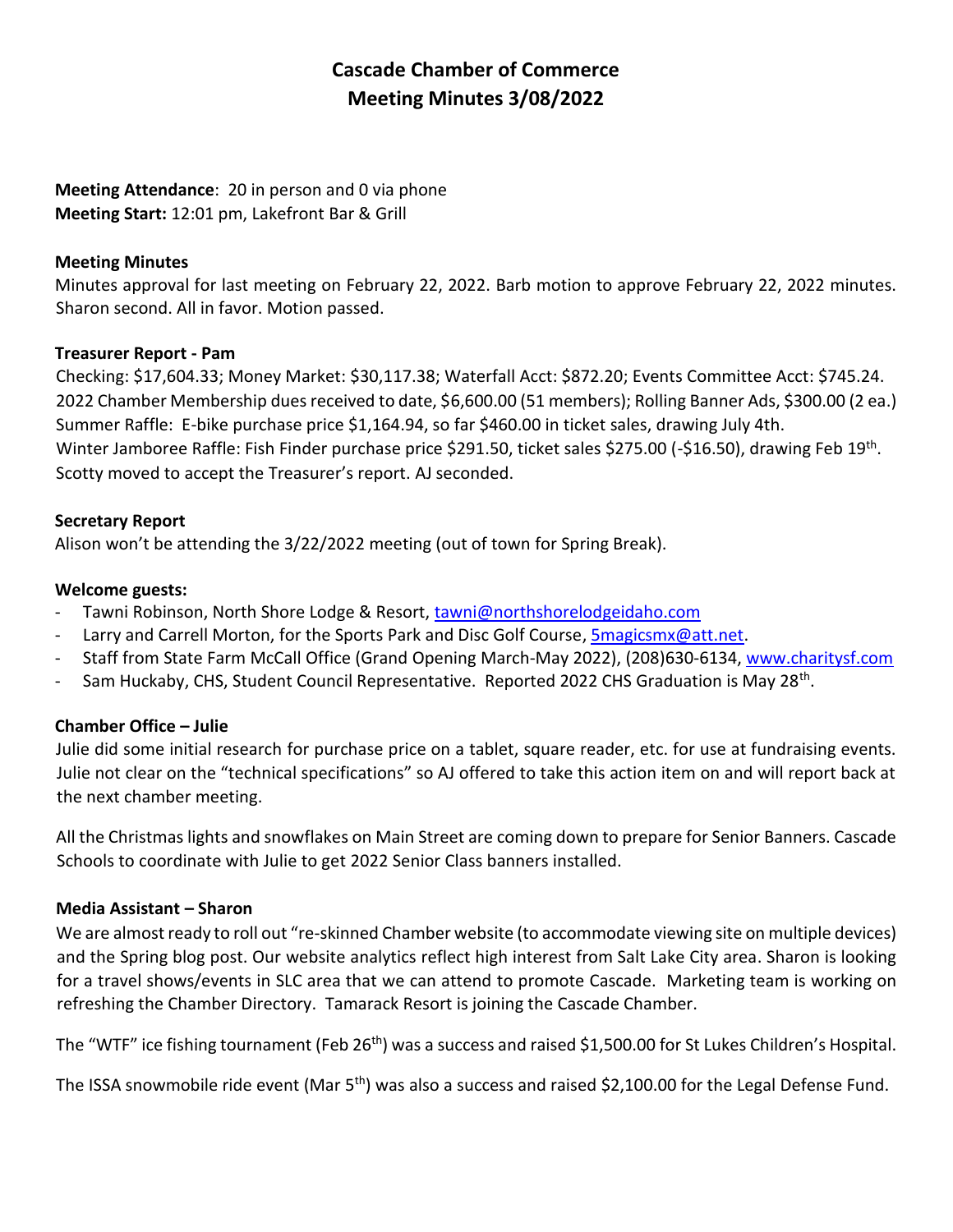# Cascade Chamber of Commerce
## Meeting Minutes 3/08/2022

**Meeting Attendance**: 20 in person and 0 via phone
**Meeting Start:** 12:01 pm, Lakefront Bar & Grill

**Meeting Minutes**
Minutes approval for last meeting on February 22, 2022. Barb motion to approve February 22, 2022 minutes. Sharon second. All in favor. Motion passed.

**Treasurer Report - Pam**
Checking: $17,604.33; Money Market: $30,117.38; Waterfall Acct: $872.20; Events Committee Acct: $745.24.
2022 Chamber Membership dues received to date, $6,600.00 (51 members); Rolling Banner Ads, $300.00 (2 ea.)
Summer Raffle: E-bike purchase price $1,164.94, so far $460.00 in ticket sales, drawing July 4th.
Winter Jamboree Raffle: Fish Finder purchase price $291.50, ticket sales $275.00 (-$16.50), drawing Feb 19th.
Scotty moved to accept the Treasurer's report. AJ seconded.

**Secretary Report**
Alison won't be attending the 3/22/2022 meeting (out of town for Spring Break).

**Welcome guests:**
- Tawni Robinson, North Shore Lodge & Resort, tawni@northshorelodgeidaho.com
- Larry and Carrell Morton, for the Sports Park and Disc Golf Course, 5magicsmx@att.net.
- Staff from State Farm McCall Office (Grand Opening March-May 2022), (208)630-6134, www.charitysf.com
- Sam Huckaby, CHS, Student Council Representative. Reported 2022 CHS Graduation is May 28th.

**Chamber Office – Julie**
Julie did some initial research for purchase price on a tablet, square reader, etc. for use at fundraising events. Julie not clear on the "technical specifications" so AJ offered to take this action item on and will report back at the next chamber meeting.

All the Christmas lights and snowflakes on Main Street are coming down to prepare for Senior Banners. Cascade Schools to coordinate with Julie to get 2022 Senior Class banners installed.

**Media Assistant – Sharon**
We are almost ready to roll out "re-skinned Chamber website (to accommodate viewing site on multiple devices) and the Spring blog post. Our website analytics reflect high interest from Salt Lake City area. Sharon is looking for a travel shows/events in SLC area that we can attend to promote Cascade. Marketing team is working on refreshing the Chamber Directory. Tamarack Resort is joining the Cascade Chamber.

The "WTF" ice fishing tournament (Feb 26th) was a success and raised $1,500.00 for St Lukes Children's Hospital.

The ISSA snowmobile ride event (Mar 5th) was also a success and raised $2,100.00 for the Legal Defense Fund.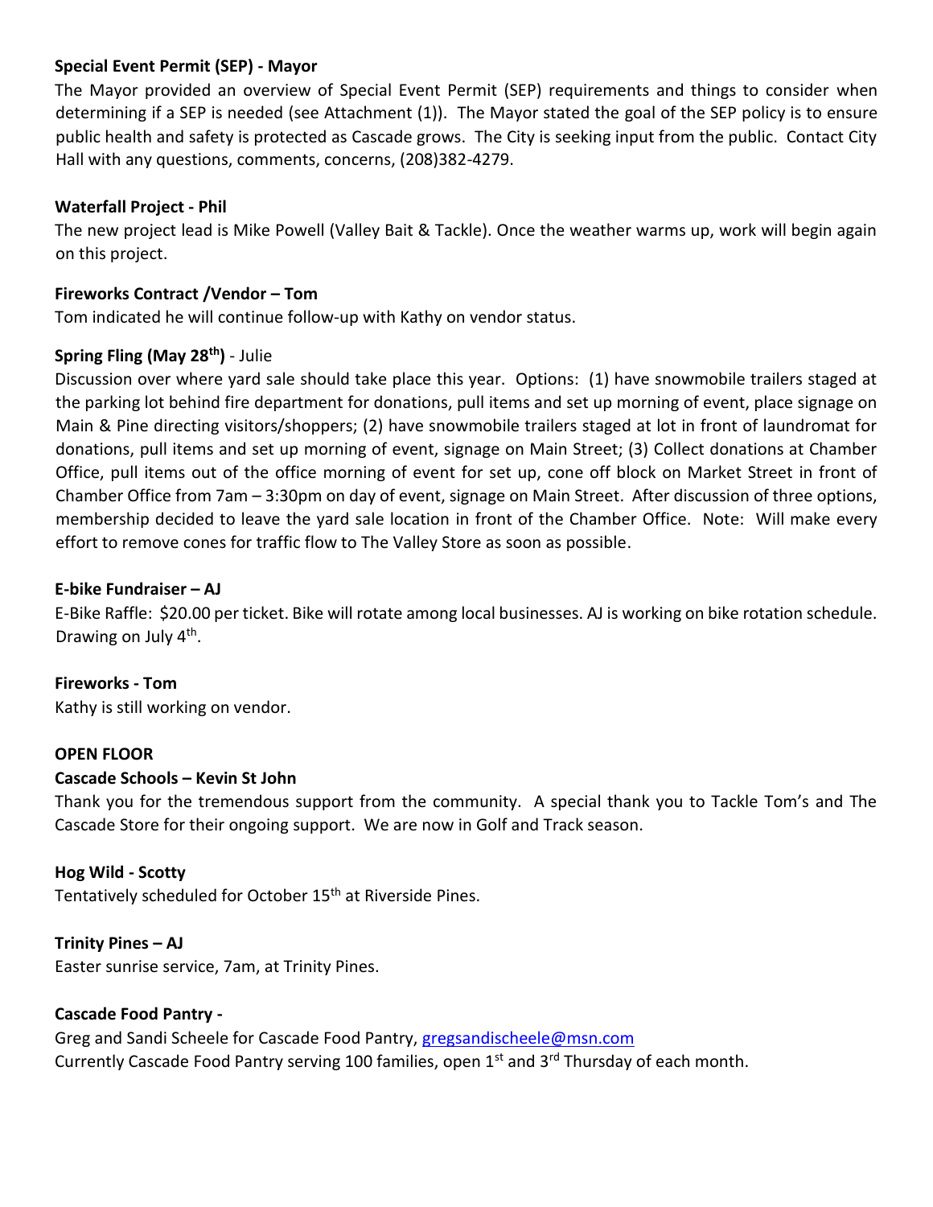**Special Event Permit (SEP) - Mayor**

The Mayor provided an overview of Special Event Permit (SEP) requirements and things to consider when determining if a SEP is needed (see Attachment (1)). The Mayor stated the goal of the SEP policy is to ensure public health and safety is protected as Cascade grows. The City is seeking input from the public. Contact City Hall with any questions, comments, concerns, (208)382-4279.

**Waterfall Project - Phil**

The new project lead is Mike Powell (Valley Bait & Tackle). Once the weather warms up, work will begin again on this project.

**Fireworks Contract /Vendor – Tom**

Tom indicated he will continue follow-up with Kathy on vendor status.

**Spring Fling (May 28th)** - Julie

Discussion over where yard sale should take place this year. Options: (1) have snowmobile trailers staged at the parking lot behind fire department for donations, pull items and set up morning of event, place signage on Main & Pine directing visitors/shoppers; (2) have snowmobile trailers staged at lot in front of laundromat for donations, pull items and set up morning of event, signage on Main Street; (3) Collect donations at Chamber Office, pull items out of the office morning of event for set up, cone off block on Market Street in front of Chamber Office from 7am – 3:30pm on day of event, signage on Main Street. After discussion of three options, membership decided to leave the yard sale location in front of the Chamber Office. Note: Will make every effort to remove cones for traffic flow to The Valley Store as soon as possible.

**E-bike Fundraiser – AJ**

E-Bike Raffle: $20.00 per ticket. Bike will rotate among local businesses. AJ is working on bike rotation schedule. Drawing on July 4th.

**Fireworks - Tom**

Kathy is still working on vendor.

**OPEN FLOOR**

**Cascade Schools – Kevin St John**

Thank you for the tremendous support from the community. A special thank you to Tackle Tom's and The Cascade Store for their ongoing support. We are now in Golf and Track season.

**Hog Wild - Scotty**

Tentatively scheduled for October 15th at Riverside Pines.

**Trinity Pines – AJ**

Easter sunrise service, 7am, at Trinity Pines.

**Cascade Food Pantry -**

Greg and Sandi Scheele for Cascade Food Pantry, gregsandischeele@msn.com
Currently Cascade Food Pantry serving 100 families, open 1st and 3rd Thursday of each month.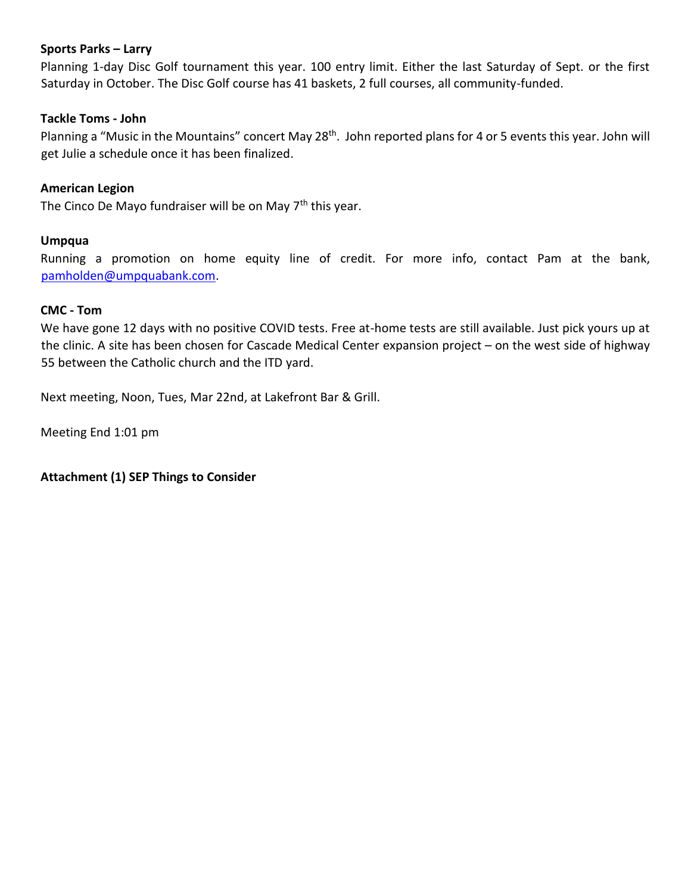**Sports Parks – Larry**

Planning 1-day Disc Golf tournament this year. 100 entry limit. Either the last Saturday of Sept. or the first Saturday in October. The Disc Golf course has 41 baskets, 2 full courses, all community-funded.

**Tackle Toms - John**

Planning a "Music in the Mountains" concert May 28th. John reported plans for 4 or 5 events this year. John will get Julie a schedule once it has been finalized.

**American Legion**

The Cinco De Mayo fundraiser will be on May 7th this year.

**Umpqua**

Running a promotion on home equity line of credit. For more info, contact Pam at the bank, pamholden@umpquabank.com.

**CMC - Tom**

We have gone 12 days with no positive COVID tests. Free at-home tests are still available. Just pick yours up at the clinic. A site has been chosen for Cascade Medical Center expansion project – on the west side of highway 55 between the Catholic church and the ITD yard.

Next meeting, Noon, Tues, Mar 22nd, at Lakefront Bar & Grill.

Meeting End 1:01 pm

**Attachment (1) SEP Things to Consider**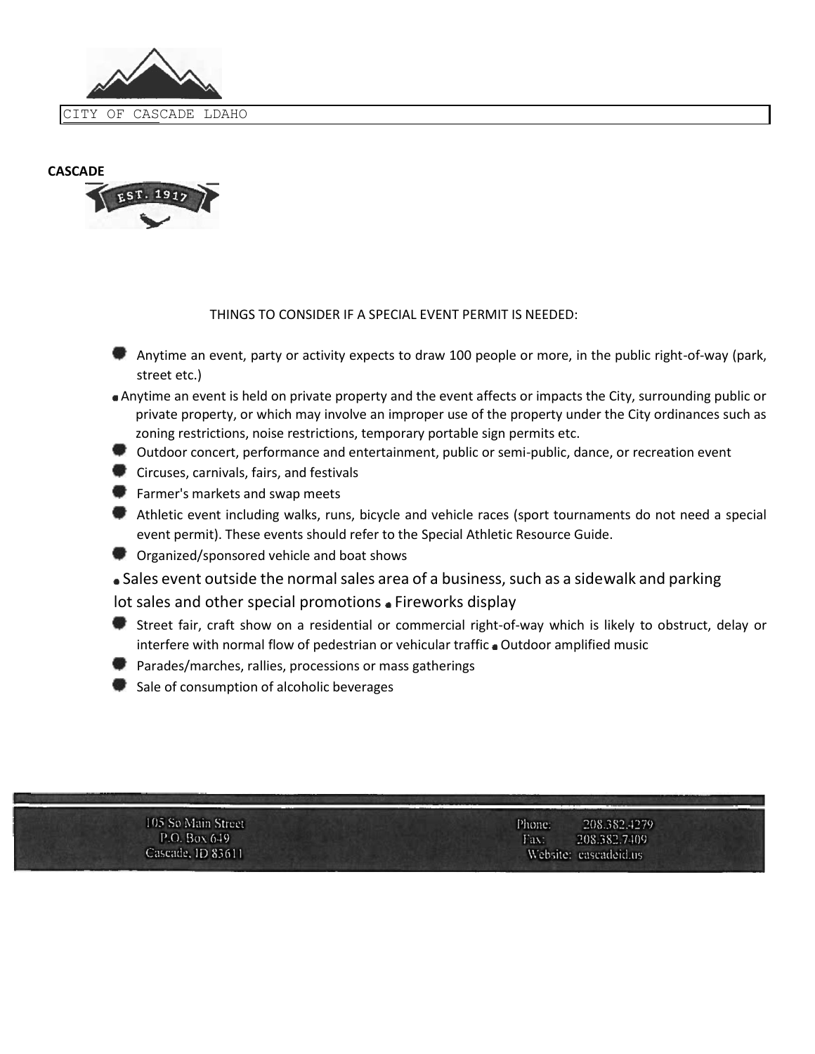CITY OF CASCADE LDAHO

**CASCADE**

EST. 1917

THINGS TO CONSIDER IF A SPECIAL EVENT PERMIT IS NEEDED:

- Anytime an event, party or activity expects to draw 100 people or more, in the public right-of-way (park, street etc.)
- Anytime an event is held on private property and the event affects or impacts the City, surrounding public or private property, or which may involve an improper use of the property under the City ordinances such as zoning restrictions, noise restrictions, temporary portable sign permits etc.
- Outdoor concert, performance and entertainment, public or semi-public, dance, or recreation event
- Circuses, carnivals, fairs, and festivals
- Farmer's markets and swap meets
- Athletic event including walks, runs, bicycle and vehicle races (sport tournaments do not need a special event permit). These events should refer to the Special Athletic Resource Guide.
- Organized/sponsored vehicle and boat shows
- Sales event outside the normal sales area of a business, such as a sidewalk and parking lot sales and other special promotions
- Fireworks display
- Street fair, craft show on a residential or commercial right-of-way which is likely to obstruct, delay or interfere with normal flow of pedestrian or vehicular traffic
- Outdoor amplified music
- Parades/marches, rallies, processions or mass gatherings
- Sale of consumption of alcoholic beverages

105 So Main Street
P.O. Box 649
Cascade, ID 83611

Phone: 208.382.4279
Fax: 208.382.7409
Website: cascadeid.us